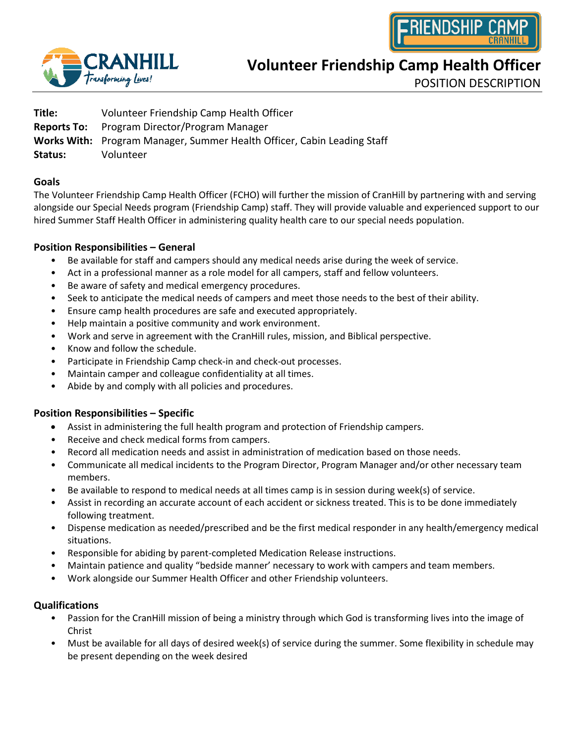# Volunteer Friendship Camp Health Officer

POSITION DESCRIPTION

**Title:** Volunteer Friendship Camp Health Officer
**Reports To:** Program Director/Program Manager
**Works With:** Program Manager, Summer Health Officer, Cabin Leading Staff
**Status:** Volunteer

## Goals

The Volunteer Friendship Camp Health Officer (FCHO) will further the mission of CranHill by partnering with and serving alongside our Special Needs program (Friendship Camp) staff. They will provide valuable and experienced support to our hired Summer Staff Health Officer in administering quality health care to our special needs population.

## Position Responsibilities – General

- Be available for staff and campers should any medical needs arise during the week of service.
- Act in a professional manner as a role model for all campers, staff and fellow volunteers.
- Be aware of safety and medical emergency procedures.
- Seek to anticipate the medical needs of campers and meet those needs to the best of their ability.
- Ensure camp health procedures are safe and executed appropriately.
- Help maintain a positive community and work environment.
- Work and serve in agreement with the CranHill rules, mission, and Biblical perspective.
- Know and follow the schedule.
- Participate in Friendship Camp check-in and check-out processes.
- Maintain camper and colleague confidentiality at all times.
- Abide by and comply with all policies and procedures.

## Position Responsibilities – Specific

- Assist in administering the full health program and protection of Friendship campers.
- Receive and check medical forms from campers.
- Record all medication needs and assist in administration of medication based on those needs.
- Communicate all medical incidents to the Program Director, Program Manager and/or other necessary team members.
- Be available to respond to medical needs at all times camp is in session during week(s) of service.
- Assist in recording an accurate account of each accident or sickness treated. This is to be done immediately following treatment.
- Dispense medication as needed/prescribed and be the first medical responder in any health/emergency medical situations.
- Responsible for abiding by parent-completed Medication Release instructions.
- Maintain patience and quality "bedside manner' necessary to work with campers and team members.
- Work alongside our Summer Health Officer and other Friendship volunteers.

## Qualifications

- Passion for the CranHill mission of being a ministry through which God is transforming lives into the image of Christ
- Must be available for all days of desired week(s) of service during the summer. Some flexibility in schedule may be present depending on the week desired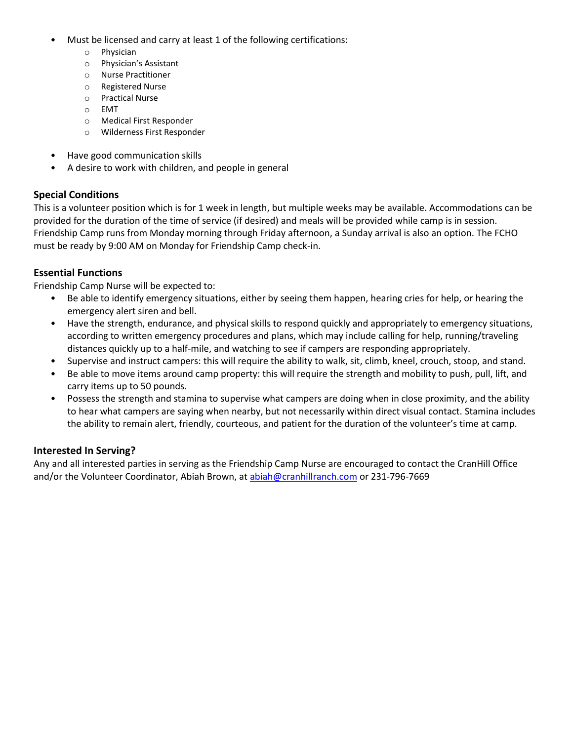- Must be licensed and carry at least 1 of the following certifications:
    - Physician
    - Physician's Assistant
    - Nurse Practitioner
    - Registered Nurse
    - Practical Nurse
    - EMT
    - Medical First Responder
    - Wilderness First Responder
- Have good communication skills
- A desire to work with children, and people in general

### Special Conditions

This is a volunteer position which is for 1 week in length, but multiple weeks may be available. Accommodations can be provided for the duration of the time of service (if desired) and meals will be provided while camp is in session. Friendship Camp runs from Monday morning through Friday afternoon, a Sunday arrival is also an option. The FCHO must be ready by 9:00 AM on Monday for Friendship Camp check-in.

### Essential Functions

Friendship Camp Nurse will be expected to:

- Be able to identify emergency situations, either by seeing them happen, hearing cries for help, or hearing the emergency alert siren and bell.
- Have the strength, endurance, and physical skills to respond quickly and appropriately to emergency situations, according to written emergency procedures and plans, which may include calling for help, running/traveling distances quickly up to a half-mile, and watching to see if campers are responding appropriately.
- Supervise and instruct campers: this will require the ability to walk, sit, climb, kneel, crouch, stoop, and stand.
- Be able to move items around camp property: this will require the strength and mobility to push, pull, lift, and carry items up to 50 pounds.
- Possess the strength and stamina to supervise what campers are doing when in close proximity, and the ability to hear what campers are saying when nearby, but not necessarily within direct visual contact. Stamina includes the ability to remain alert, friendly, courteous, and patient for the duration of the volunteer's time at camp.

### Interested In Serving?

Any and all interested parties in serving as the Friendship Camp Nurse are encouraged to contact the CranHill Office and/or the Volunteer Coordinator, Abiah Brown, at abiah@cranhillranch.com or 231-796-7669